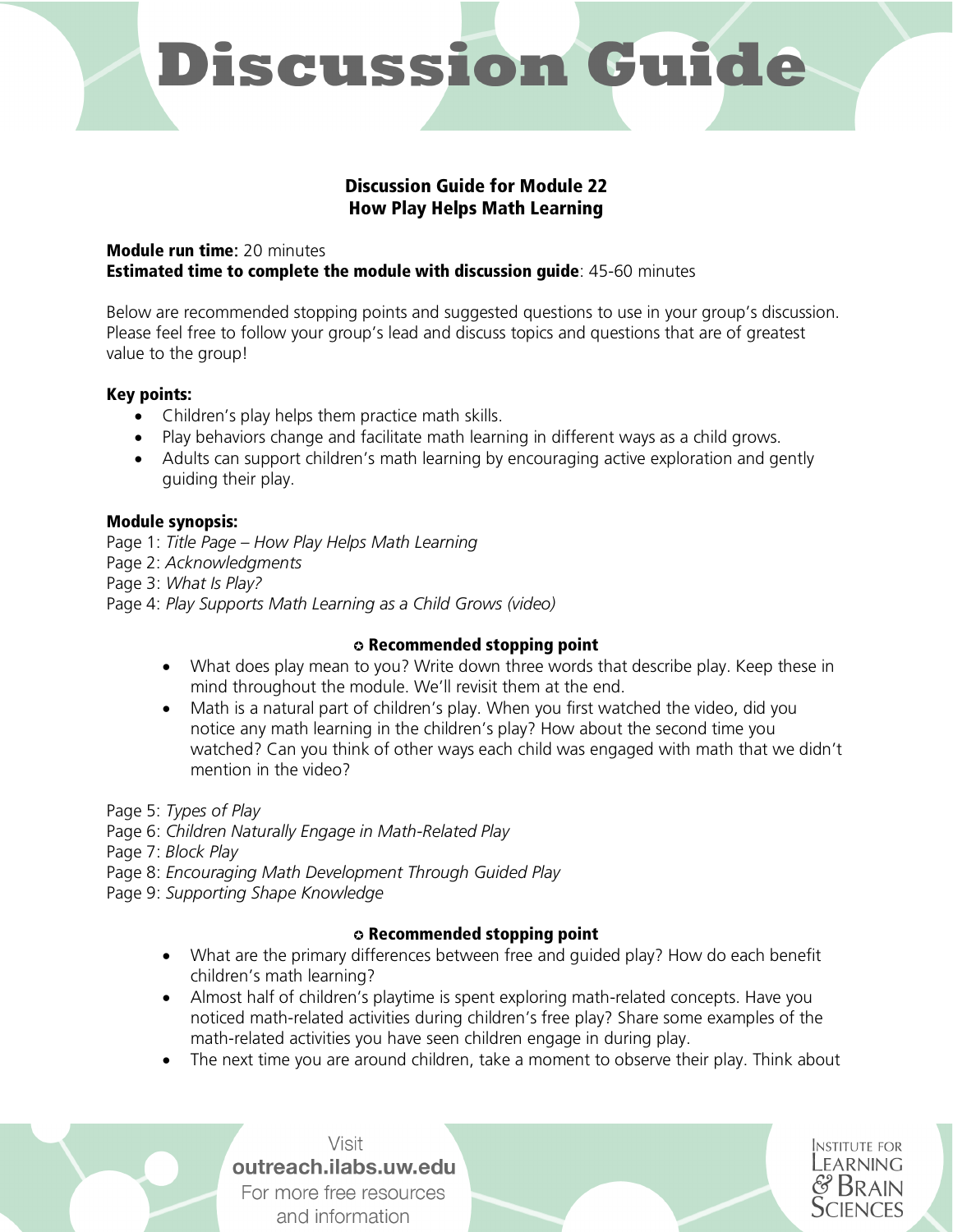# Discussion Guide

## Discussion Guide for Module 22
## How Play Helps Math Learning

**Module run time**: 20 minutes
**Estimated time to complete the module with discussion guide**: 45-60 minutes

Below are recommended stopping points and suggested questions to use in your group's discussion. Please feel free to follow your group's lead and discuss topics and questions that are of greatest value to the group!

**Key points:**

- Children's play helps them practice math skills.
- Play behaviors change and facilitate math learning in different ways as a child grows.
- Adults can support children's math learning by encouraging active exploration and gently guiding their play.

**Module synopsis:**

Page 1: *Title Page – How Play Helps Math Learning*
Page 2: *Acknowledgments*
Page 3: *What Is Play?*
Page 4: *Play Supports Math Learning as a Child Grows (video)*

**✪ Recommended stopping point**

- What does play mean to you? Write down three words that describe play. Keep these in mind throughout the module. We'll revisit them at the end.
- Math is a natural part of children's play. When you first watched the video, did you notice any math learning in the children's play? How about the second time you watched? Can you think of other ways each child was engaged with math that we didn't mention in the video?

Page 5: *Types of Play*
Page 6: *Children Naturally Engage in Math-Related Play*
Page 7: *Block Play*
Page 8: *Encouraging Math Development Through Guided Play*
Page 9: *Supporting Shape Knowledge*

**✪ Recommended stopping point**

- What are the primary differences between free and guided play? How do each benefit children's math learning?
- Almost half of children's playtime is spent exploring math-related concepts. Have you noticed math-related activities during children's free play? Share some examples of the math-related activities you have seen children engage in during play.
- The next time you are around children, take a moment to observe their play. Think about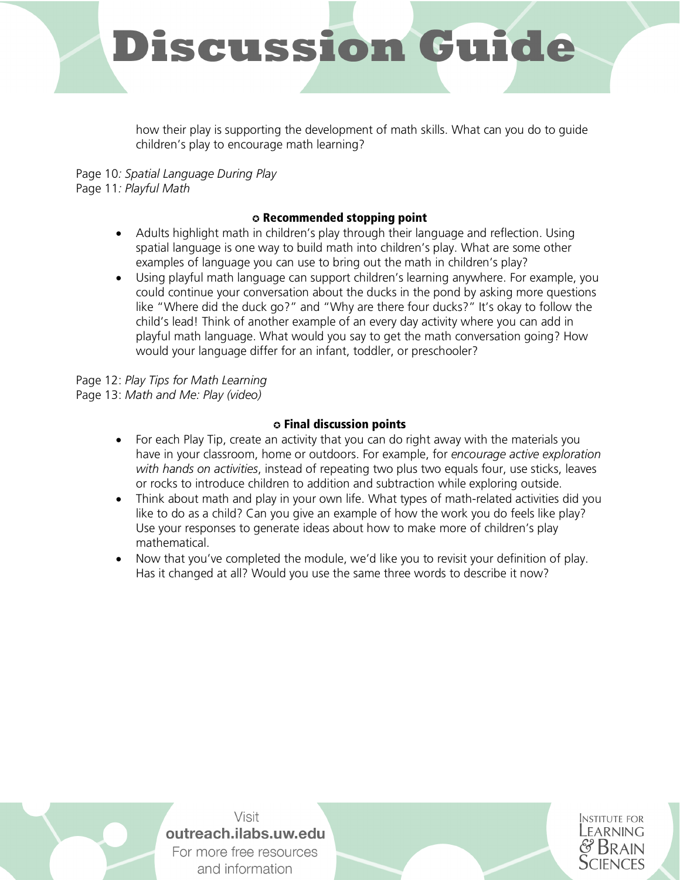how their play is supporting the development of math skills. What can you do to guide children's play to encourage math learning?

Page 10*: Spatial Language During Play*
Page 11*: Playful Math*

**✪ Recommended stopping point**

- Adults highlight math in children's play through their language and reflection. Using spatial language is one way to build math into children's play. What are some other examples of language you can use to bring out the math in children's play?
- Using playful math language can support children's learning anywhere. For example, you could continue your conversation about the ducks in the pond by asking more questions like "Where did the duck go?" and "Why are there four ducks?" It's okay to follow the child's lead! Think of another example of an every day activity where you can add in playful math language. What would you say to get the math conversation going? How would your language differ for an infant, toddler, or preschooler?

Page 12: *Play Tips for Math Learning*
Page 13: *Math and Me: Play (video)*

**✪ Final discussion points**

- For each Play Tip, create an activity that you can do right away with the materials you have in your classroom, home or outdoors. For example, for *encourage active exploration with hands on activities*, instead of repeating two plus two equals four, use sticks, leaves or rocks to introduce children to addition and subtraction while exploring outside.
- Think about math and play in your own life. What types of math-related activities did you like to do as a child? Can you give an example of how the work you do feels like play? Use your responses to generate ideas about how to make more of children's play mathematical.
- Now that you've completed the module, we'd like you to revisit your definition of play. Has it changed at all? Would you use the same three words to describe it now?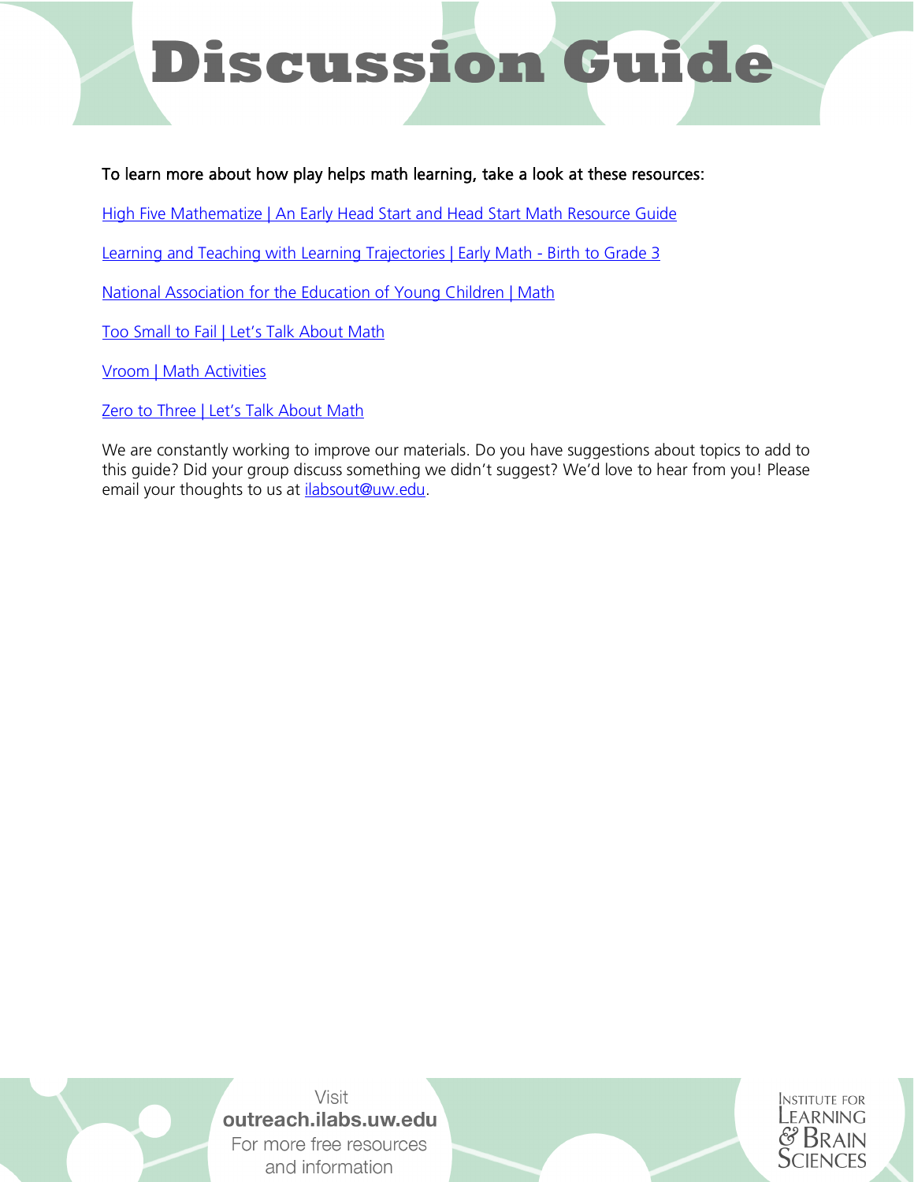# Discussion Guide

To learn more about how play helps math learning, take a look at these resources:

High Five Mathematize | An Early Head Start and Head Start Math Resource Guide

Learning and Teaching with Learning Trajectories | Early Math - Birth to Grade 3

National Association for the Education of Young Children | Math

Too Small to Fail | Let's Talk About Math

Vroom | Math Activities

Zero to Three | Let's Talk About Math

We are constantly working to improve our materials. Do you have suggestions about topics to add to this guide? Did your group discuss something we didn't suggest? We'd love to hear from you! Please email your thoughts to us at ilabsout@uw.edu.

Visit
**outreach.ilabs.uw.edu**
For more free resources
and information

Institute for Learning & Brain Sciences